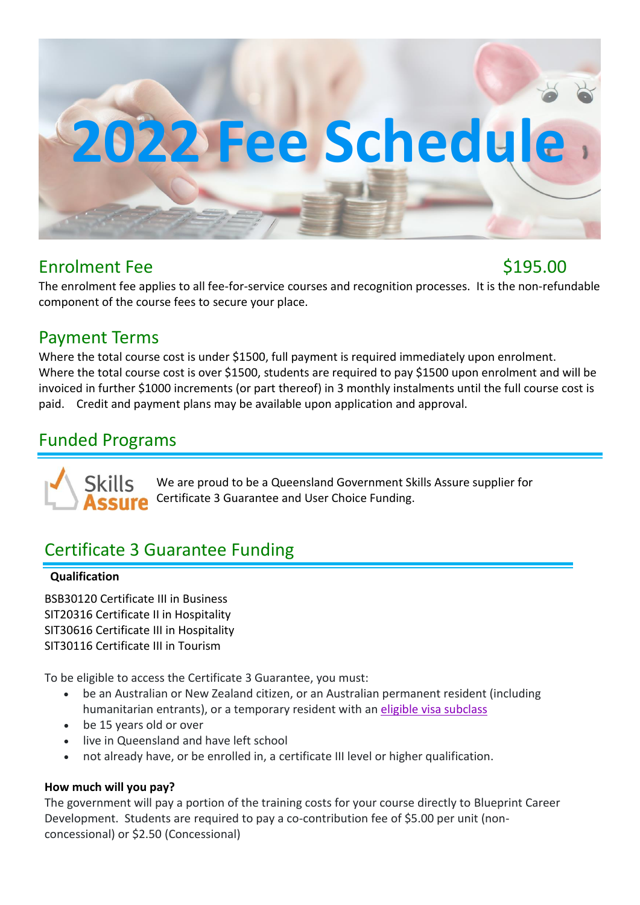# 2022 Fee Schedule

## Enrolment Fee $195.00

The enrolment fee applies to all fee-for-service courses and recognition processes. It is the non-refundable component of the course fees to secure your place.

## Payment Terms

Where the total course cost is under $1500, full payment is required immediately upon enrolment. Where the total course cost is over $1500, students are required to pay $1500 upon enrolment and will be invoiced in further $1000 increments (or part thereof) in 3 monthly instalments until the full course cost is paid. Credit and payment plans may be available upon application and approval.

## Funded Programs

Skills Assure

We are proud to be a Queensland Government Skills Assure supplier for Certificate 3 Guarantee and User Choice Funding.

## Certificate 3 Guarantee Funding

**Qualification**

BSB30120 Certificate III in Business
SIT20316 Certificate II in Hospitality
SIT30616 Certificate III in Hospitality
SIT30116 Certificate III in Tourism

To be eligible to access the Certificate 3 Guarantee, you must:

- be an Australian or New Zealand citizen, or an Australian permanent resident (including humanitarian entrants), or a temporary resident with an eligible visa subclass
- be 15 years old or over
- live in Queensland and have left school
- not already have, or be enrolled in, a certificate III level or higher qualification.

**How much will you pay?**

The government will pay a portion of the training costs for your course directly to Blueprint Career Development. Students are required to pay a co-contribution fee of $5.00 per unit (non-concessional) or $2.50 (Concessional)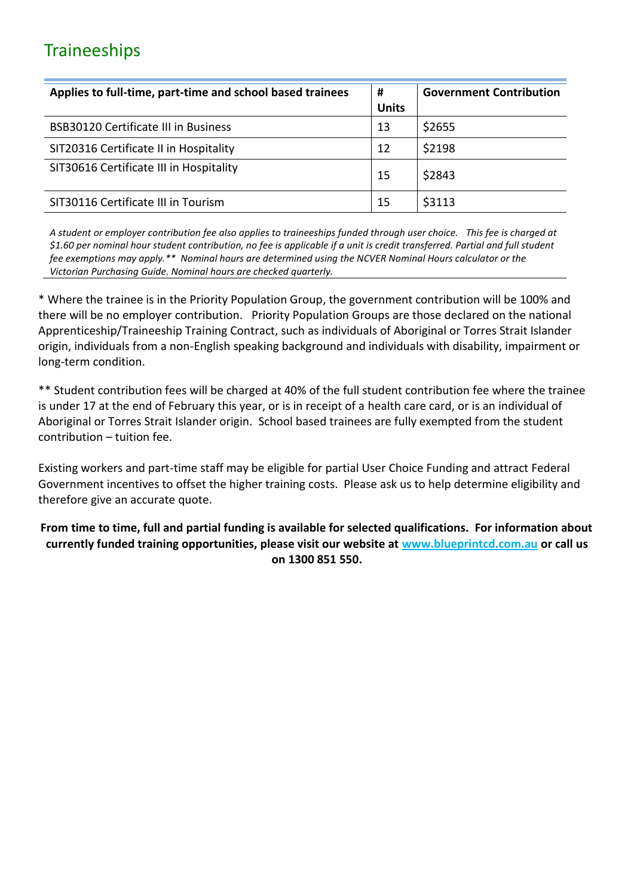## Traineeships

| Applies to full-time, part-time and school based trainees | # Units | Government Contribution |
|---|---|---|
| BSB30120 Certificate III in Business | 13 | $2655 |
| SIT20316 Certificate II in Hospitality | 12 | $2198 |
| SIT30616 Certificate III in Hospitality | 15 | $2843 |
| SIT30116 Certificate III in Tourism | 15 | $3113 |

*A student or employer contribution fee also applies to traineeships funded through user choice. This fee is charged at $1.60 per nominal hour student contribution, no fee is applicable if a unit is credit transferred. Partial and full student fee exemptions may apply.** Nominal hours are determined using the NCVER Nominal Hours calculator or the Victorian Purchasing Guide. Nominal hours are checked quarterly.*

* Where the trainee is in the Priority Population Group, the government contribution will be 100% and there will be no employer contribution. Priority Population Groups are those declared on the national Apprenticeship/Traineeship Training Contract, such as individuals of Aboriginal or Torres Strait Islander origin, individuals from a non-English speaking background and individuals with disability, impairment or long-term condition.

** Student contribution fees will be charged at 40% of the full student contribution fee where the trainee is under 17 at the end of February this year, or is in receipt of a health care card, or is an individual of Aboriginal or Torres Strait Islander origin. School based trainees are fully exempted from the student contribution – tuition fee.

Existing workers and part-time staff may be eligible for partial User Choice Funding and attract Federal Government incentives to offset the higher training costs. Please ask us to help determine eligibility and therefore give an accurate quote.

**From time to time, full and partial funding is available for selected qualifications. For information about currently funded training opportunities, please visit our website at [www.blueprintcd.com.au](http://www.blueprintcd.com.au) or call us on 1300 851 550.**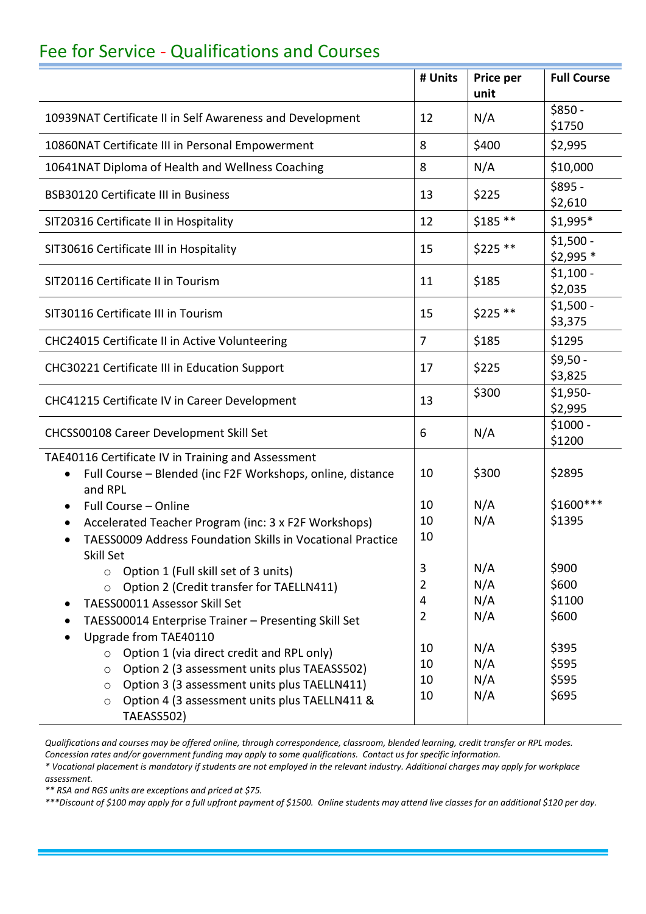# Fee for Service - Qualifications and Courses

| | # Units | Price per unit | Full Course |
|---|---|---|---|
| 10939NAT Certificate II in Self Awareness and Development | 12 | N/A | $850 - $1750 |
| 10860NAT Certificate III in Personal Empowerment | 8 | $400 | $2,995 |
| 10641NAT Diploma of Health and Wellness Coaching | 8 | N/A | $10,000 |
| BSB30120 Certificate III in Business | 13 | $225 | $895 - $2,610 |
| SIT20316 Certificate II in Hospitality | 12 | $185 ** | $1,995* |
| SIT30616 Certificate III in Hospitality | 15 | $225 ** | $1,500 - $2,995 * |
| SIT20116 Certificate II in Tourism | 11 | $185 | $1,100 - $2,035 |
| SIT30116 Certificate III in Tourism | 15 | $225 ** | $1,500 - $3,375 |
| CHC24015 Certificate II in Active Volunteering | 7 | $185 | $1295 |
| CHC30221 Certificate III in Education Support | 17 | $225 | $9,50 - $3,825 |
| CHC41215 Certificate IV in Career Development | 13 | $300 | $1,950- $2,995 |
| CHCSS00108 Career Development Skill Set | 6 | N/A | $1000 - $1200 |
| TAE40116 Certificate IV in Training and Assessment | | | |
| • Full Course – Blended (inc F2F Workshops, online, distance and RPL | 10 | $300 | $2895 |
| • Full Course – Online | 10 | N/A | $1600*** |
| • Accelerated Teacher Program (inc: 3 x F2F Workshops) | 10 | N/A | $1395 |
| • TAESS0009 Address Foundation Skills in Vocational Practice Skill Set | 10 | | |
| ○ Option 1 (Full skill set of 3 units) | 3 | N/A | $900 |
| ○ Option 2 (Credit transfer for TAELLN411) | 2 | N/A | $600 |
| • TAESS00011 Assessor Skill Set | 4 | N/A | $1100 |
| • TAESS00014 Enterprise Trainer – Presenting Skill Set | 2 | N/A | $600 |
| • Upgrade from TAE40110 | | | |
| ○ Option 1 (via direct credit and RPL only) | 10 | N/A | $395 |
| ○ Option 2 (3 assessment units plus TAEASS502) | 10 | N/A | $595 |
| ○ Option 3 (3 assessment units plus TAELLN411) | 10 | N/A | $595 |
| ○ Option 4 (3 assessment units plus TAELLN411 & TAEASS502) | 10 | N/A | $695 |

*Qualifications and courses may be offered online, through correspondence, classroom, blended learning, credit transfer or RPL modes. Concession rates and/or government funding may apply to some qualifications. Contact us for specific information.*

*\* Vocational placement is mandatory if students are not employed in the relevant industry. Additional charges may apply for workplace assessment.*

*\*\* RSA and RGS units are exceptions and priced at $75.*

*\*\*\*Discount of $100 may apply for a full upfront payment of $1500. Online students may attend live classes for an additional $120 per day.*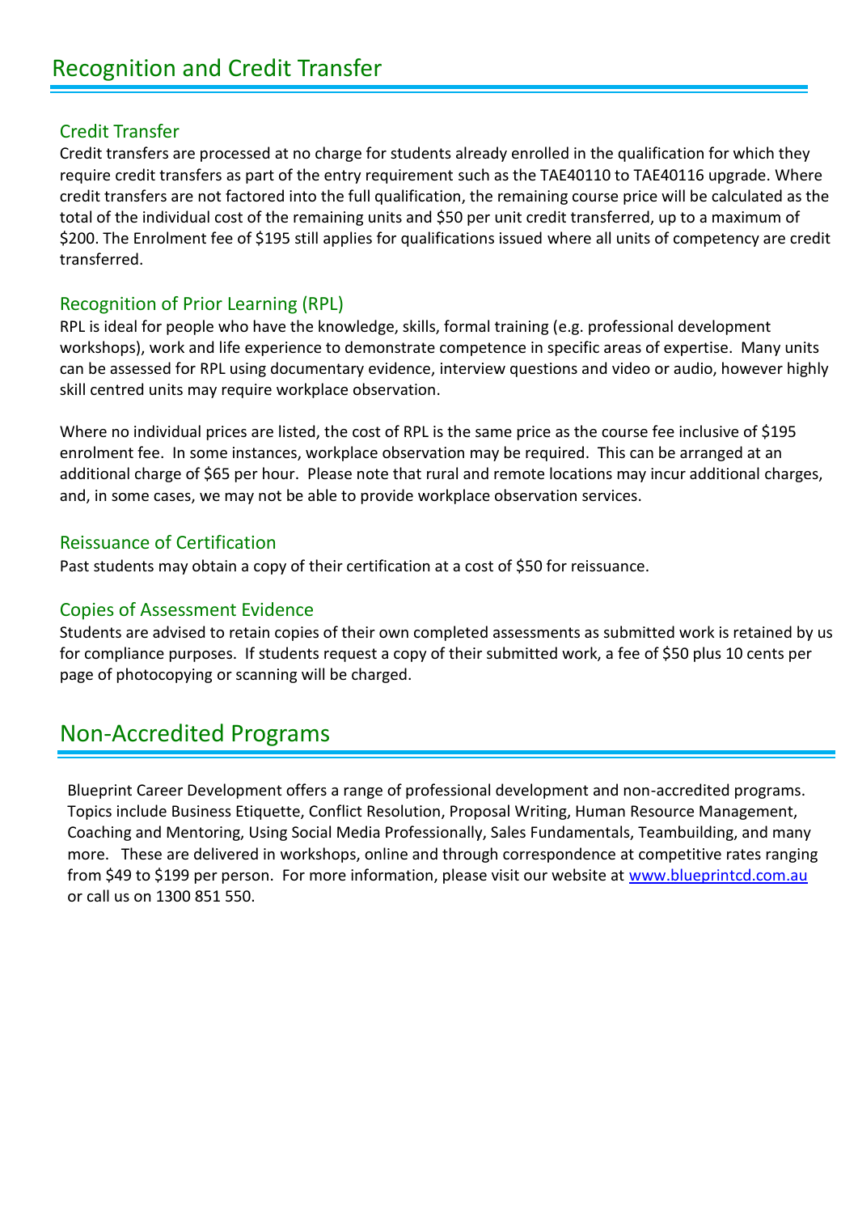# Recognition and Credit Transfer

## Credit Transfer

Credit transfers are processed at no charge for students already enrolled in the qualification for which they require credit transfers as part of the entry requirement such as the TAE40110 to TAE40116 upgrade. Where credit transfers are not factored into the full qualification, the remaining course price will be calculated as the total of the individual cost of the remaining units and $50 per unit credit transferred, up to a maximum of $200. The Enrolment fee of $195 still applies for qualifications issued where all units of competency are credit transferred.

## Recognition of Prior Learning (RPL)

RPL is ideal for people who have the knowledge, skills, formal training (e.g. professional development workshops), work and life experience to demonstrate competence in specific areas of expertise. Many units can be assessed for RPL using documentary evidence, interview questions and video or audio, however highly skill centred units may require workplace observation.

Where no individual prices are listed, the cost of RPL is the same price as the course fee inclusive of $195 enrolment fee. In some instances, workplace observation may be required. This can be arranged at an additional charge of $65 per hour. Please note that rural and remote locations may incur additional charges, and, in some cases, we may not be able to provide workplace observation services.

## Reissuance of Certification

Past students may obtain a copy of their certification at a cost of $50 for reissuance.

## Copies of Assessment Evidence

Students are advised to retain copies of their own completed assessments as submitted work is retained by us for compliance purposes. If students request a copy of their submitted work, a fee of $50 plus 10 cents per page of photocopying or scanning will be charged.

# Non-Accredited Programs

Blueprint Career Development offers a range of professional development and non-accredited programs. Topics include Business Etiquette, Conflict Resolution, Proposal Writing, Human Resource Management, Coaching and Mentoring, Using Social Media Professionally, Sales Fundamentals, Teambuilding, and many more. These are delivered in workshops, online and through correspondence at competitive rates ranging from $49 to $199 per person. For more information, please visit our website at www.blueprintcd.com.au or call us on 1300 851 550.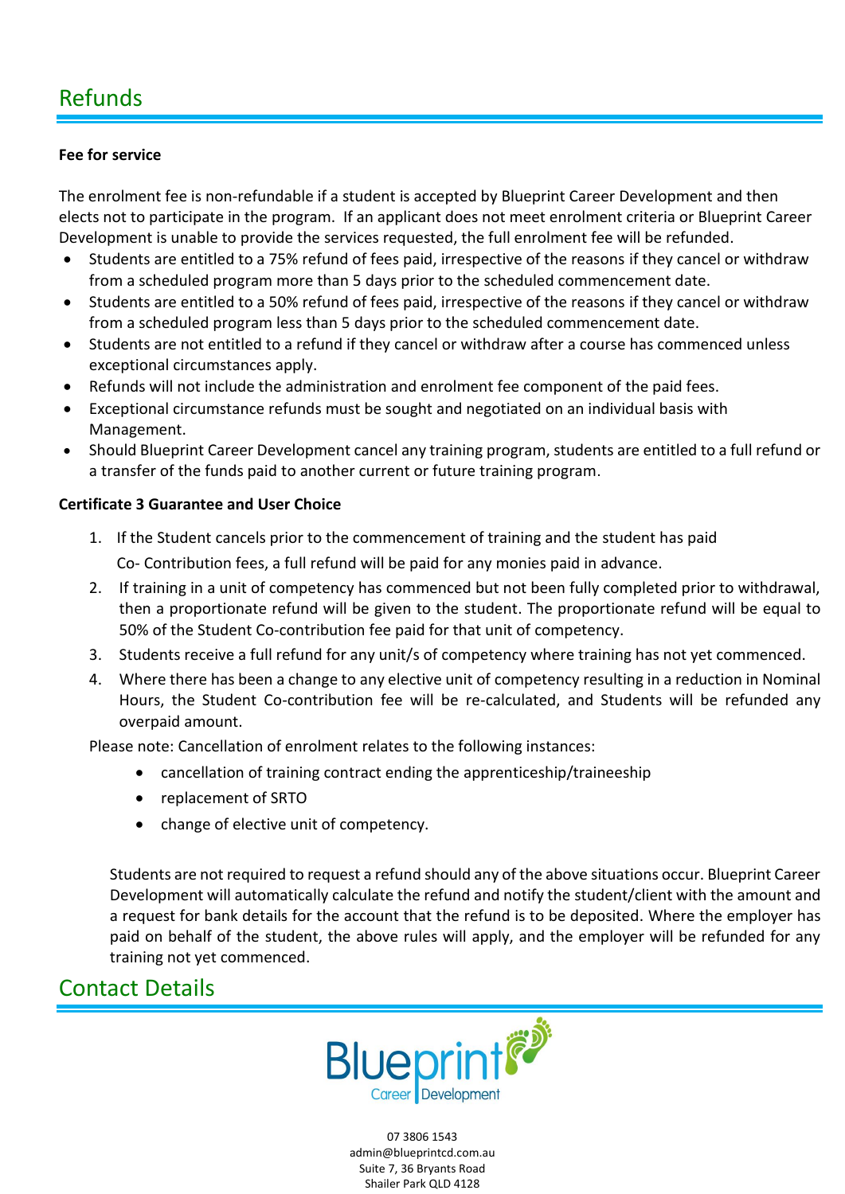## Refunds

**Fee for service**

The enrolment fee is non-refundable if a student is accepted by Blueprint Career Development and then elects not to participate in the program. If an applicant does not meet enrolment criteria or Blueprint Career Development is unable to provide the services requested, the full enrolment fee will be refunded.

- Students are entitled to a 75% refund of fees paid, irrespective of the reasons if they cancel or withdraw from a scheduled program more than 5 days prior to the scheduled commencement date.
- Students are entitled to a 50% refund of fees paid, irrespective of the reasons if they cancel or withdraw from a scheduled program less than 5 days prior to the scheduled commencement date.
- Students are not entitled to a refund if they cancel or withdraw after a course has commenced unless exceptional circumstances apply.
- Refunds will not include the administration and enrolment fee component of the paid fees.
- Exceptional circumstance refunds must be sought and negotiated on an individual basis with Management.
- Should Blueprint Career Development cancel any training program, students are entitled to a full refund or a transfer of the funds paid to another current or future training program.

**Certificate 3 Guarantee and User Choice**

1. If the Student cancels prior to the commencement of training and the student has paid Co- Contribution fees, a full refund will be paid for any monies paid in advance.
2. If training in a unit of competency has commenced but not been fully completed prior to withdrawal, then a proportionate refund will be given to the student. The proportionate refund will be equal to 50% of the Student Co-contribution fee paid for that unit of competency.
3. Students receive a full refund for any unit/s of competency where training has not yet commenced.
4. Where there has been a change to any elective unit of competency resulting in a reduction in Nominal Hours, the Student Co-contribution fee will be re-calculated, and Students will be refunded any overpaid amount.

Please note: Cancellation of enrolment relates to the following instances:

- cancellation of training contract ending the apprenticeship/traineeship
- replacement of SRTO
- change of elective unit of competency.

Students are not required to request a refund should any of the above situations occur. Blueprint Career Development will automatically calculate the refund and notify the student/client with the amount and a request for bank details for the account that the refund is to be deposited. Where the employer has paid on behalf of the student, the above rules will apply, and the employer will be refunded for any training not yet commenced.

## Contact Details

Blueprint Career Development

07 3806 1543
admin@blueprintcd.com.au
Suite 7, 36 Bryants Road
Shailer Park QLD 4128